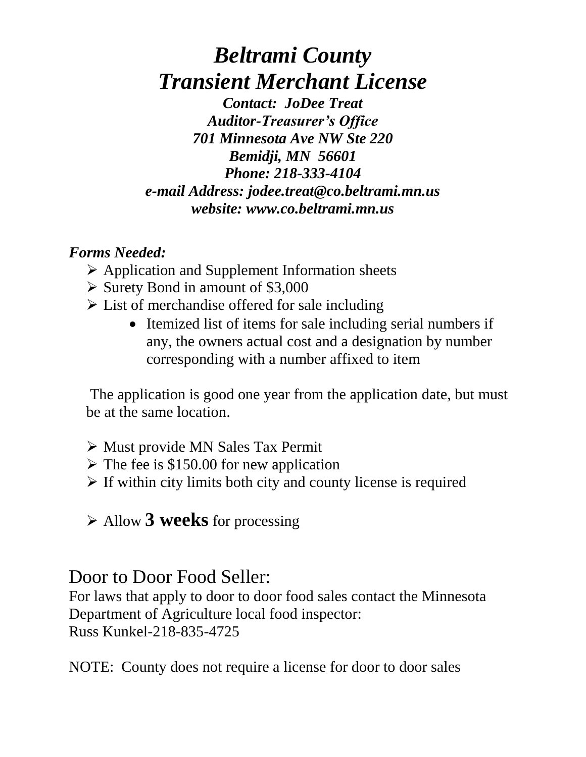# *Beltrami County*
# *Transient Merchant License*

***Contact: JoDee Treat***
***Auditor-Treasurer's Office***
***701 Minnesota Ave NW Ste 220***
***Bemidji, MN 56601***
***Phone: 218-333-4104***
***e-mail Address: jodee.treat@co.beltrami.mn.us***
***website: www.co.beltrami.mn.us***

***Forms Needed:***

- Application and Supplement Information sheets
- Surety Bond in amount of $3,000
- List of merchandise offered for sale including
  - Itemized list of items for sale including serial numbers if any, the owners actual cost and a designation by number corresponding with a number affixed to item

The application is good one year from the application date, but must be at the same location.

- Must provide MN Sales Tax Permit
- The fee is $150.00 for new application
- If within city limits both city and county license is required

- Allow **3 weeks** for processing

## Door to Door Food Seller:

For laws that apply to door to door food sales contact the Minnesota Department of Agriculture local food inspector:
Russ Kunkel-218-835-4725

NOTE: County does not require a license for door to door sales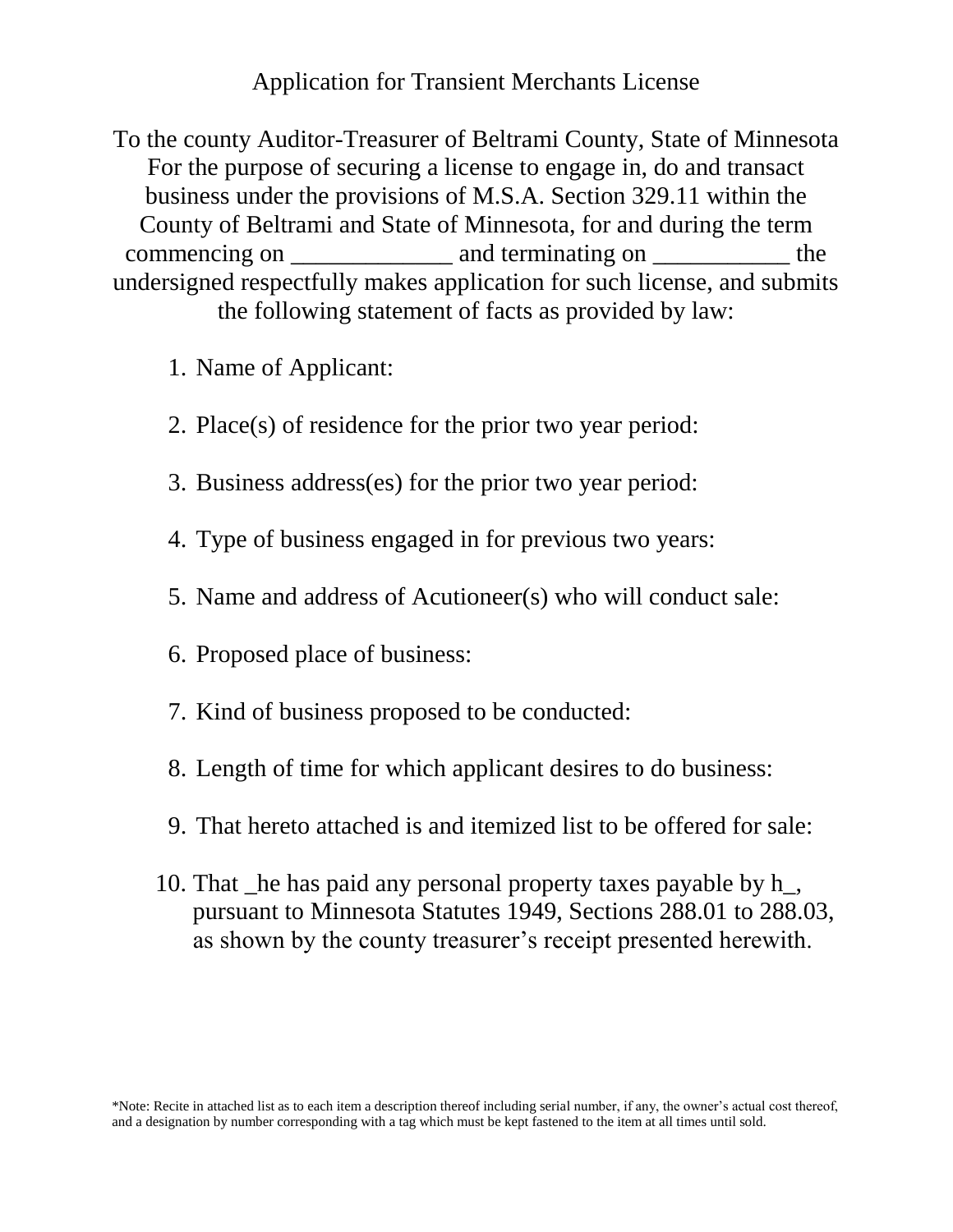# Application for Transient Merchants License

To the county Auditor-Treasurer of Beltrami County, State of Minnesota
For the purpose of securing a license to engage in, do and transact business under the provisions of M.S.A. Section 329.11 within the County of Beltrami and State of Minnesota, for and during the term commencing on _____________ and terminating on ___________ the undersigned respectfully makes application for such license, and submits the following statement of facts as provided by law:

1. Name of Applicant:

2. Place(s) of residence for the prior two year period:

3. Business address(es) for the prior two year period:

4. Type of business engaged in for previous two years:

5. Name and address of Acutioneer(s) who will conduct sale:

6. Proposed place of business:

7. Kind of business proposed to be conducted:

8. Length of time for which applicant desires to do business:

9. That hereto attached is and itemized list to be offered for sale:

10. That _he has paid any personal property taxes payable by h_, pursuant to Minnesota Statutes 1949, Sections 288.01 to 288.03, as shown by the county treasurer's receipt presented herewith.

*Note: Recite in attached list as to each item a description thereof including serial number, if any, the owner's actual cost thereof, and a designation by number corresponding with a tag which must be kept fastened to the item at all times until sold.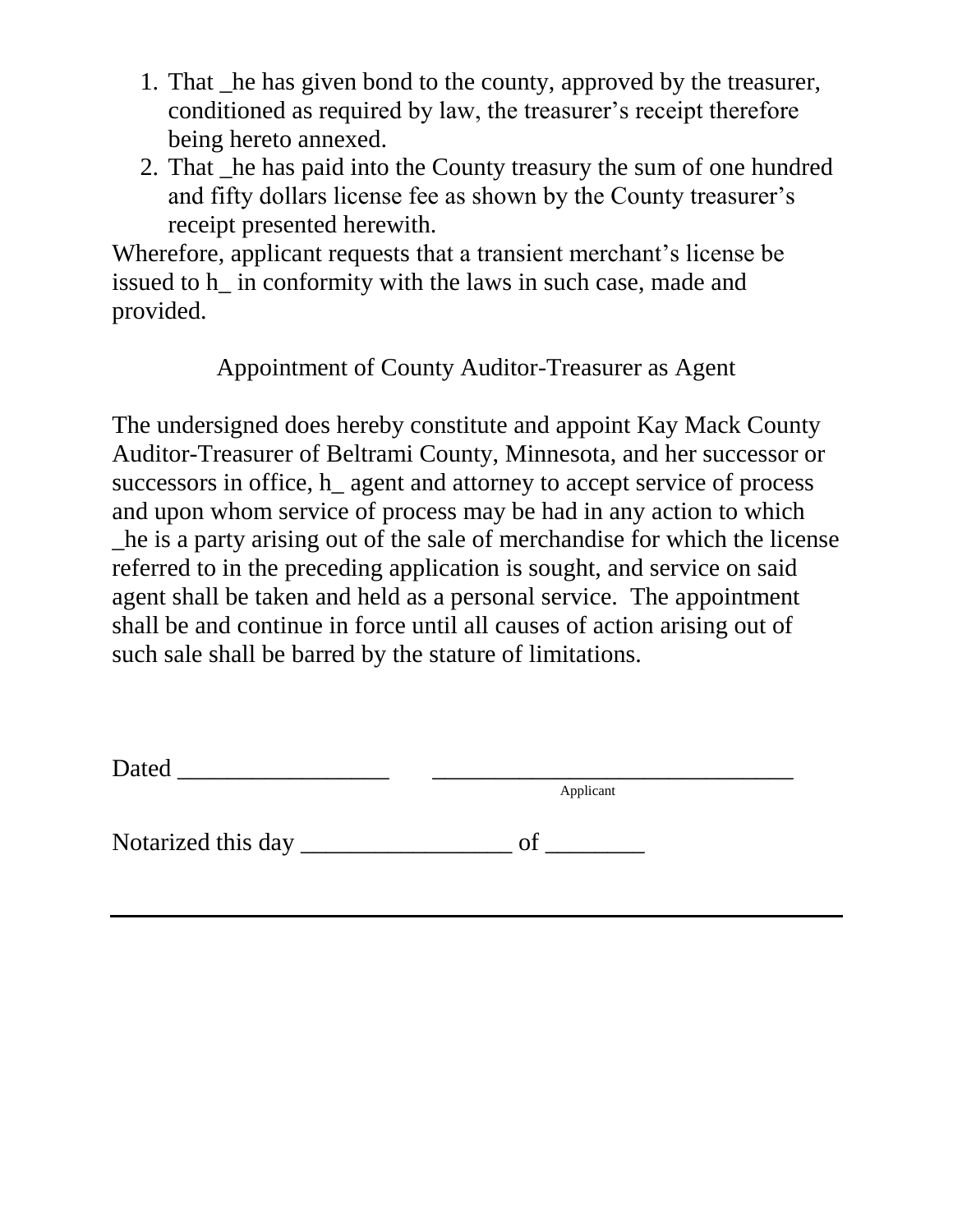1. That _he has given bond to the county, approved by the treasurer, conditioned as required by law, the treasurer's receipt therefore being hereto annexed.
2. That _he has paid into the County treasury the sum of one hundred and fifty dollars license fee as shown by the County treasurer's receipt presented herewith.

Wherefore, applicant requests that a transient merchant's license be issued to h_ in conformity with the laws in such case, made and provided.

Appointment of County Auditor-Treasurer as Agent

The undersigned does hereby constitute and appoint Kay Mack County Auditor-Treasurer of Beltrami County, Minnesota, and her successor or successors in office, h_ agent and attorney to accept service of process and upon whom service of process may be had in any action to which _he is a party arising out of the sale of merchandise for which the license referred to in the preceding application is sought, and service on said agent shall be taken and held as a personal service. The appointment shall be and continue in force until all causes of action arising out of such sale shall be barred by the stature of limitations.

Dated _________________ ______________________________
Applicant

Notarized this day _________________ of ________

---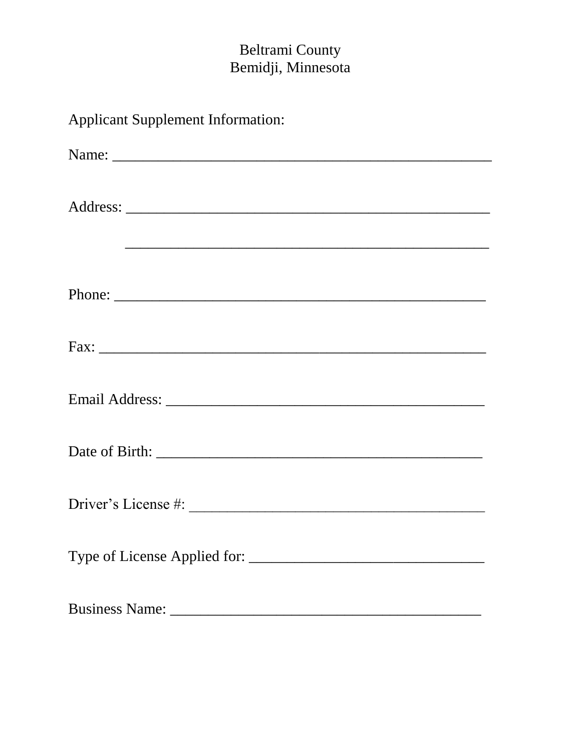Beltrami County
Bemidji, Minnesota

Applicant Supplement Information:

Name: ______________________________________________

Address: ____________________________________________

____________________________________________

Phone: _____________________________________________

Fax: _______________________________________________

Email Address: _______________________________________

Date of Birth: _______________________________________

Driver's License #: ____________________________________

Type of License Applied for: ____________________________

Business Name: ______________________________________